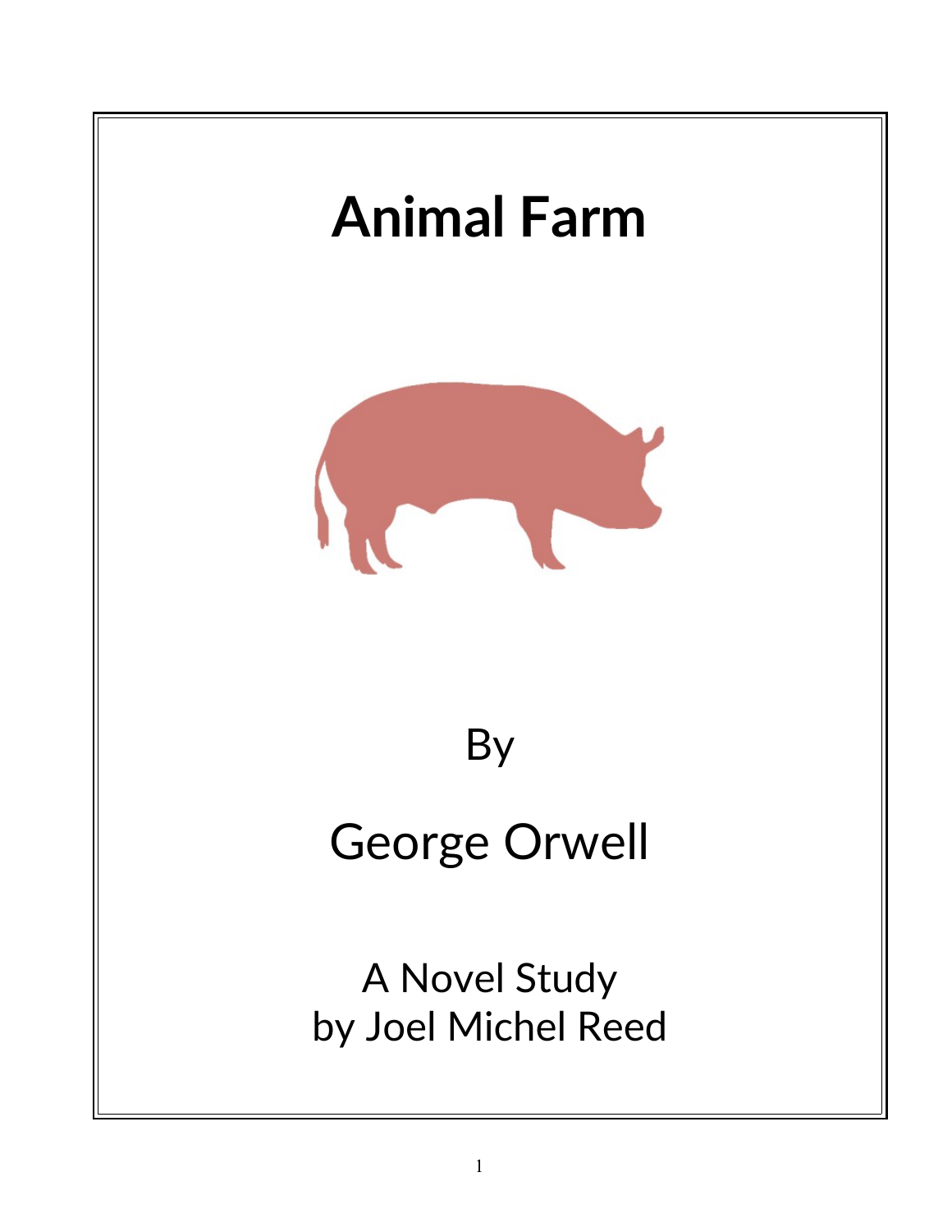# Animal Farm

By

George Orwell

A Novel Study
by Joel Michel Reed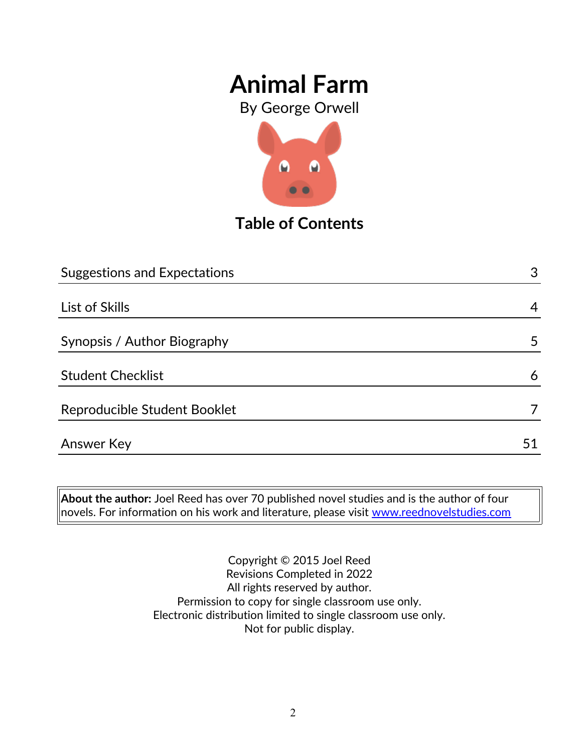# Animal Farm

By George Orwell

## Table of Contents

| | |
|---|---|
| Suggestions and Expectations | 3 |
| List of Skills | 4 |
| Synopsis / Author Biography | 5 |
| Student Checklist | 6 |
| Reproducible Student Booklet | 7 |
| Answer Key | 51 |

**About the author:** Joel Reed has over 70 published novel studies and is the author of four novels. For information on his work and literature, please visit [www.reednovelstudies.com](http://www.reednovelstudies.com)

Copyright © 2015 Joel Reed
Revisions Completed in 2022
All rights reserved by author.
Permission to copy for single classroom use only.
Electronic distribution limited to single classroom use only.
Not for public display.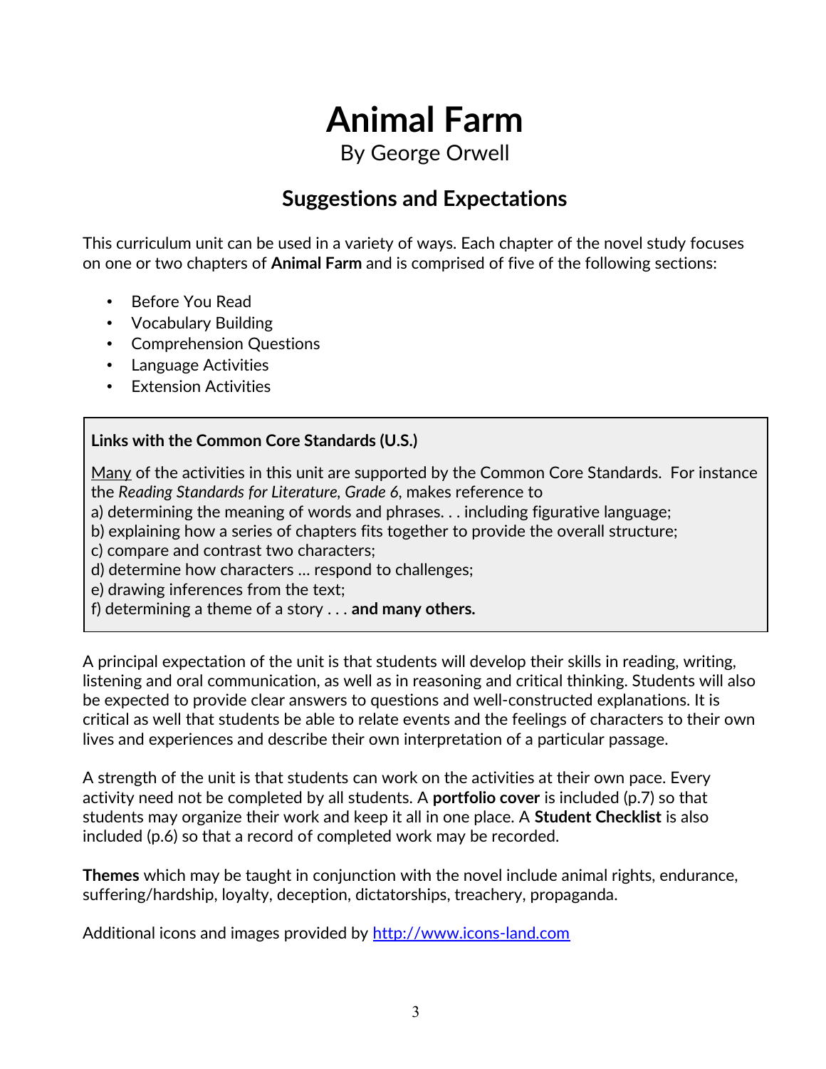# Animal Farm

By George Orwell

## Suggestions and Expectations

This curriculum unit can be used in a variety of ways. Each chapter of the novel study focuses on one or two chapters of **Animal Farm** and is comprised of five of the following sections:

- Before You Read
- Vocabulary Building
- Comprehension Questions
- Language Activities
- Extension Activities

> **Links with the Common Core Standards (U.S.)**
>
> <u>Many</u> of the activities in this unit are supported by the Common Core Standards. For instance the *Reading Standards for Literature, Grade 6*, makes reference to
> a) determining the meaning of words and phrases. . . including figurative language;
> b) explaining how a series of chapters fits together to provide the overall structure;
> c) compare and contrast two characters;
> d) determine how characters … respond to challenges;
> e) drawing inferences from the text;
> f) determining a theme of a story . . . **and many others.**

A principal expectation of the unit is that students will develop their skills in reading, writing, listening and oral communication, as well as in reasoning and critical thinking. Students will also be expected to provide clear answers to questions and well-constructed explanations. It is critical as well that students be able to relate events and the feelings of characters to their own lives and experiences and describe their own interpretation of a particular passage.

A strength of the unit is that students can work on the activities at their own pace. Every activity need not be completed by all students. A **portfolio cover** is included (p.7) so that students may organize their work and keep it all in one place. A **Student Checklist** is also included (p.6) so that a record of completed work may be recorded.

**Themes** which may be taught in conjunction with the novel include animal rights, endurance, suffering/hardship, loyalty, deception, dictatorships, treachery, propaganda.

Additional icons and images provided by http://www.icons-land.com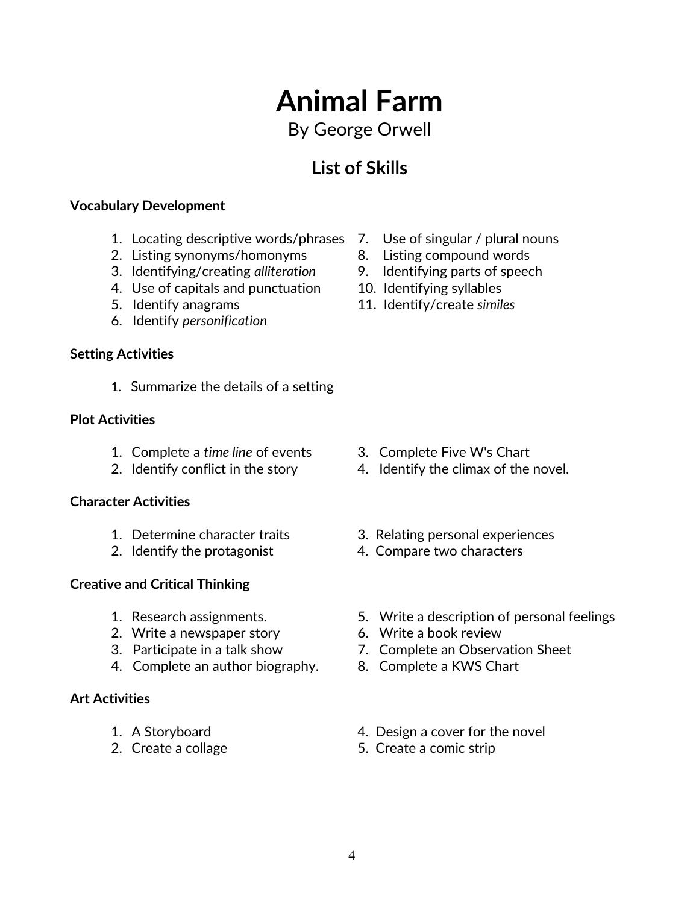# Animal Farm

By George Orwell

## List of Skills

**Vocabulary Development**

1. Locating descriptive words/phrases
2. Listing synonyms/homonyms
3. Identifying/creating *alliteration*
4. Use of capitals and punctuation
5. Identify anagrams
6. Identify *personification*
7. Use of singular / plural nouns
8. Listing compound words
9. Identifying parts of speech
10. Identifying syllables
11. Identify/create *similes*

**Setting Activities**

1. Summarize the details of a setting

**Plot Activities**

1. Complete a *time line* of events
2. Identify conflict in the story
3. Complete Five W's Chart
4. Identify the climax of the novel.

**Character Activities**

1. Determine character traits
2. Identify the protagonist
3. Relating personal experiences
4. Compare two characters

**Creative and Critical Thinking**

1. Research assignments.
2. Write a newspaper story
3. Participate in a talk show
4. Complete an author biography.
5. Write a description of personal feelings
6. Write a book review
7. Complete an Observation Sheet
8. Complete a KWS Chart

**Art Activities**

1. A Storyboard
2. Create a collage
4. Design a cover for the novel
5. Create a comic strip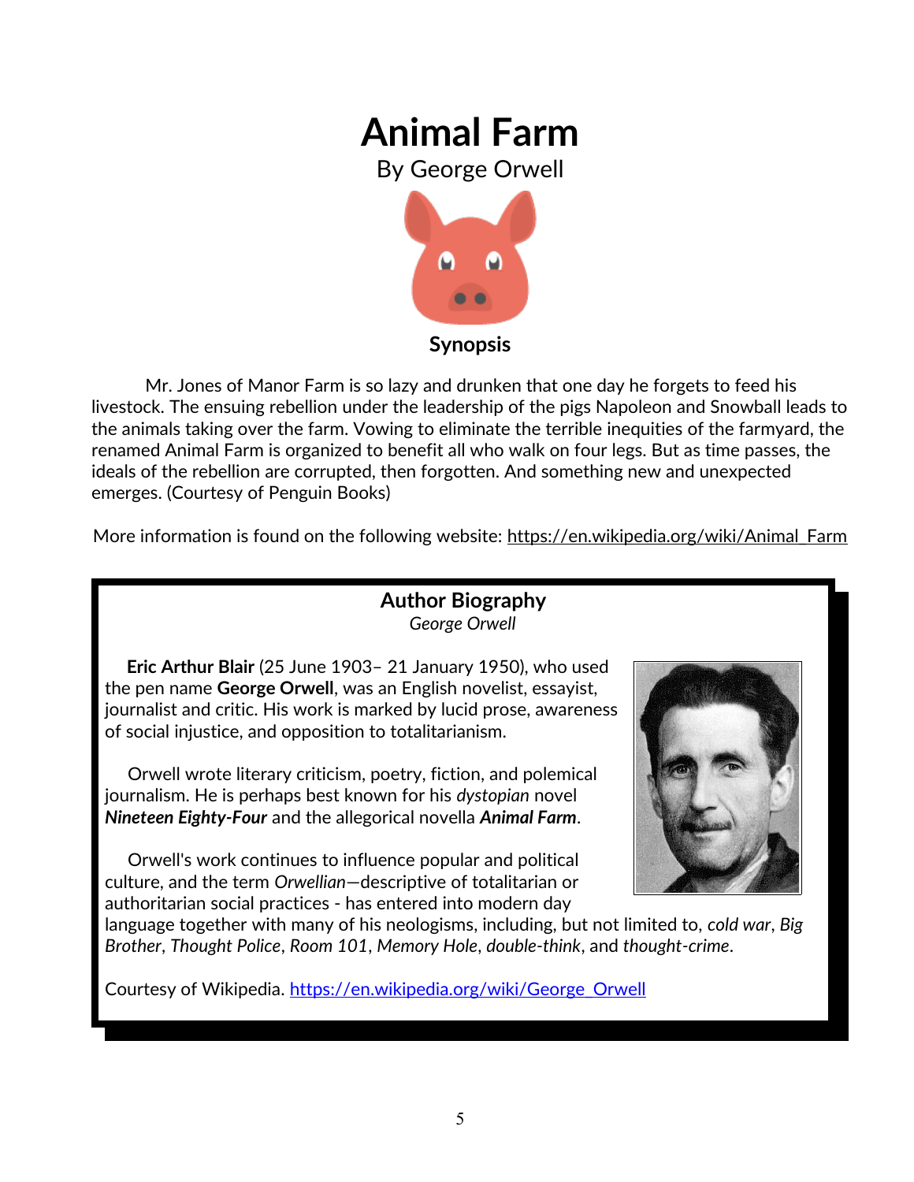# Animal Farm

By George Orwell

**Synopsis**

Mr. Jones of Manor Farm is so lazy and drunken that one day he forgets to feed his livestock. The ensuing rebellion under the leadership of the pigs Napoleon and Snowball leads to the animals taking over the farm. Vowing to eliminate the terrible inequities of the farmyard, the renamed Animal Farm is organized to benefit all who walk on four legs. But as time passes, the ideals of the rebellion are corrupted, then forgotten. And something new and unexpected emerges. (Courtesy of Penguin Books)

More information is found on the following website: https://en.wikipedia.org/wiki/Animal_Farm

## Author Biography

*George Orwell*

**Eric Arthur Blair** (25 June 1903– 21 January 1950), who used the pen name **George Orwell**, was an English novelist, essayist, journalist and critic. His work is marked by lucid prose, awareness of social injustice, and opposition to totalitarianism.

Orwell wrote literary criticism, poetry, fiction, and polemical journalism. He is perhaps best known for his *dystopian* novel ***Nineteen Eighty-Four*** and the allegorical novella ***Animal Farm***.

Orwell's work continues to influence popular and political culture, and the term *Orwellian*—descriptive of totalitarian or authoritarian social practices - has entered into modern day language together with many of his neologisms, including, but not limited to, *cold war*, *Big Brother*, *Thought Police*, *Room 101*, *Memory Hole*, *double-think*, and *thought-crime*.

Courtesy of Wikipedia. https://en.wikipedia.org/wiki/George_Orwell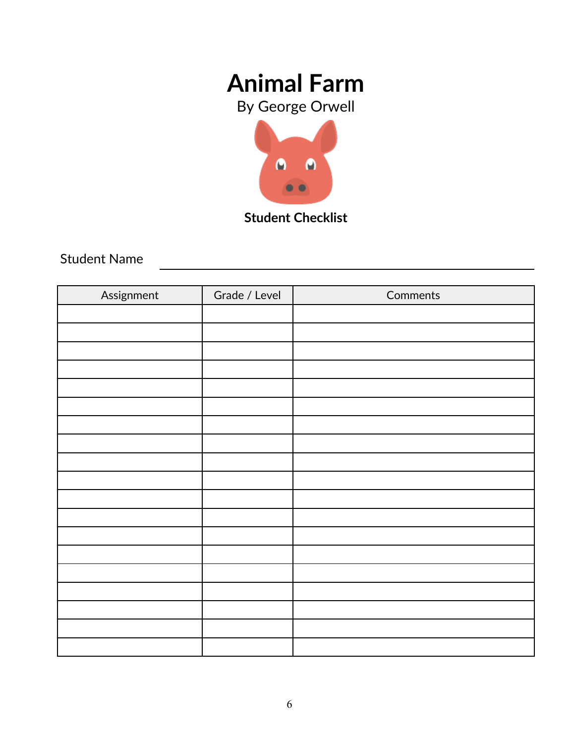# Animal Farm

By George Orwell

**Student Checklist**

Student Name ______________________________________________

| Assignment | Grade / Level | Comments |
|---|---|---|
| | | |
| | | |
| | | |
| | | |
| | | |
| | | |
| | | |
| | | |
| | | |
| | | |
| | | |
| | | |
| | | |
| | | |
| | | |
| | | |
| | | |
| | | |
| | | |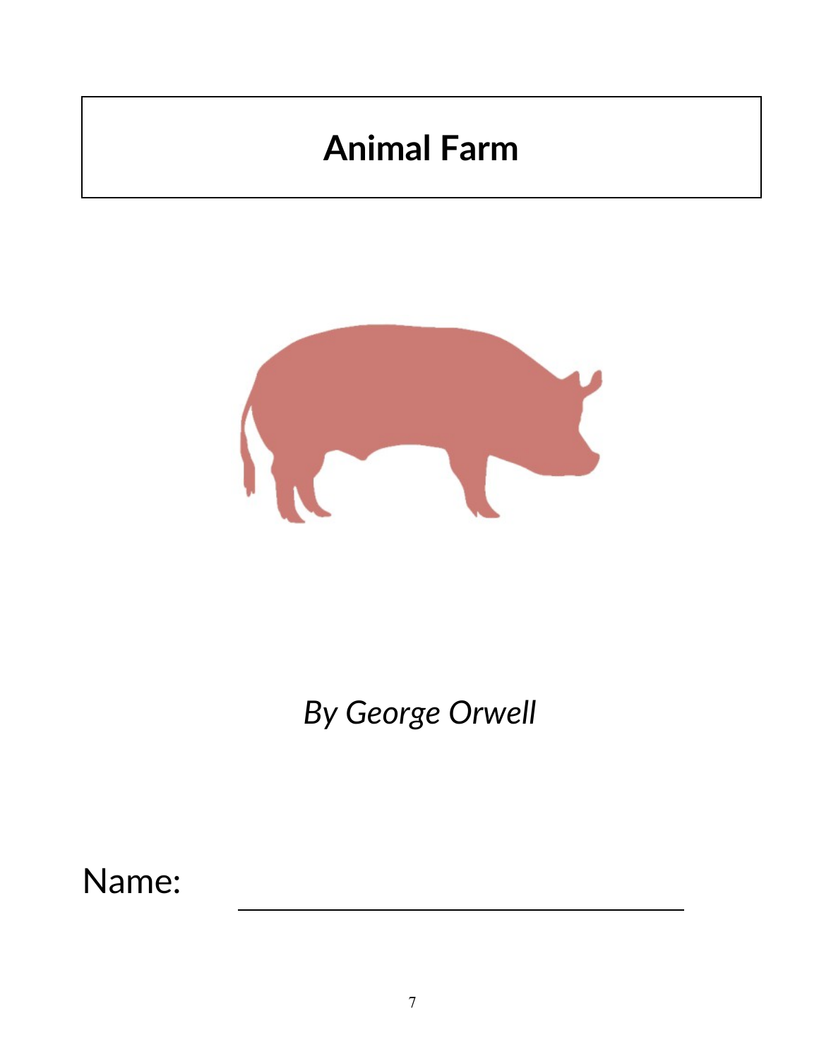# Animal Farm

*By George Orwell*

Name: ______________________________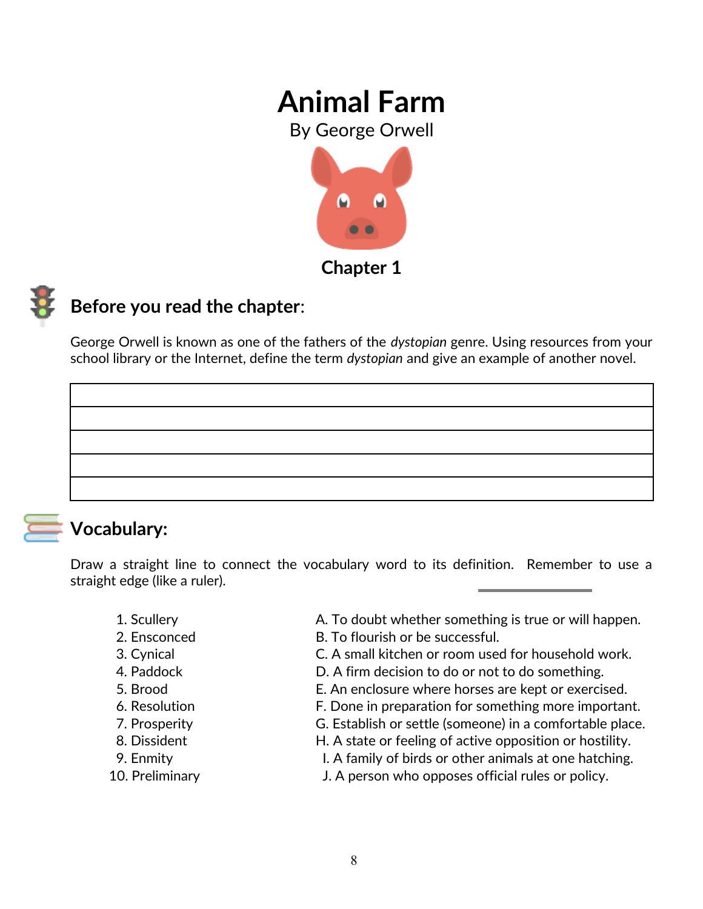# Animal Farm

By George Orwell

## Chapter 1

### Before you read the chapter:

George Orwell is known as one of the fathers of the *dystopian* genre. Using resources from your school library or the Internet, define the term *dystopian* and give an example of another novel.

| |
|---|
| |
| |
| |
| |
| |

### Vocabulary:

Draw a straight line to connect the vocabulary word to its definition. Remember to use a straight edge (like a ruler).

| | |
|---|---|
| 1. Scullery | A. To doubt whether something is true or will happen. |
| 2. Ensconced | B. To flourish or be successful. |
| 3. Cynical | C. A small kitchen or room used for household work. |
| 4. Paddock | D. A firm decision to do or not to do something. |
| 5. Brood | E. An enclosure where horses are kept or exercised. |
| 6. Resolution | F. Done in preparation for something more important. |
| 7. Prosperity | G. Establish or settle (someone) in a comfortable place. |
| 8. Dissident | H. A state or feeling of active opposition or hostility. |
| 9. Enmity | I. A family of birds or other animals at one hatching. |
| 10. Preliminary | J. A person who opposes official rules or policy. |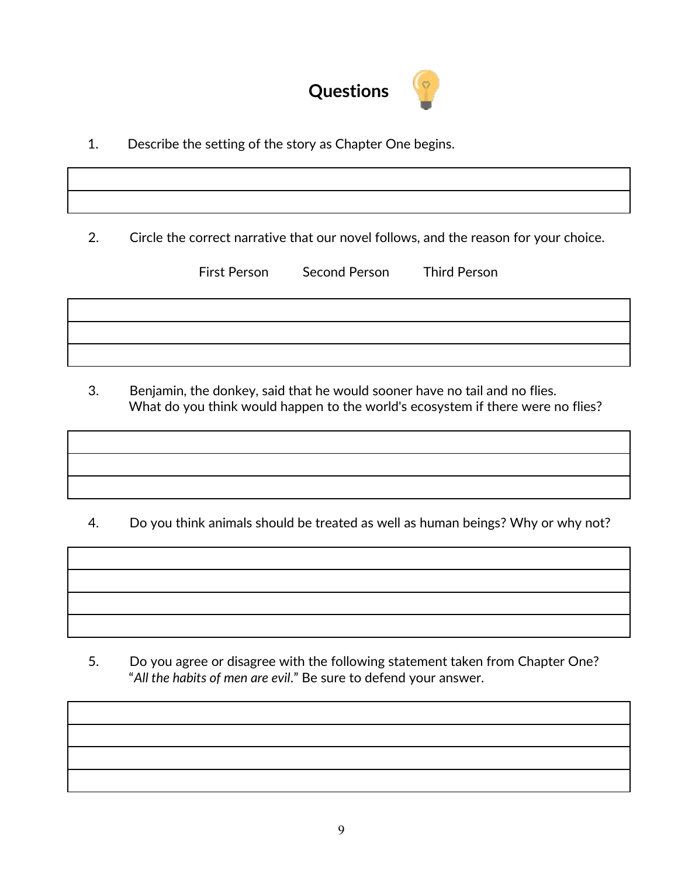## Questions

1. Describe the setting of the story as Chapter One begins.

2. Circle the correct narrative that our novel follows, and the reason for your choice.

   First Person Second Person Third Person

3. Benjamin, the donkey, said that he would sooner have no tail and no flies. What do you think would happen to the world's ecosystem if there were no flies?

4. Do you think animals should be treated as well as human beings? Why or why not?

5. Do you agree or disagree with the following statement taken from Chapter One? "*All the habits of men are evil*." Be sure to defend your answer.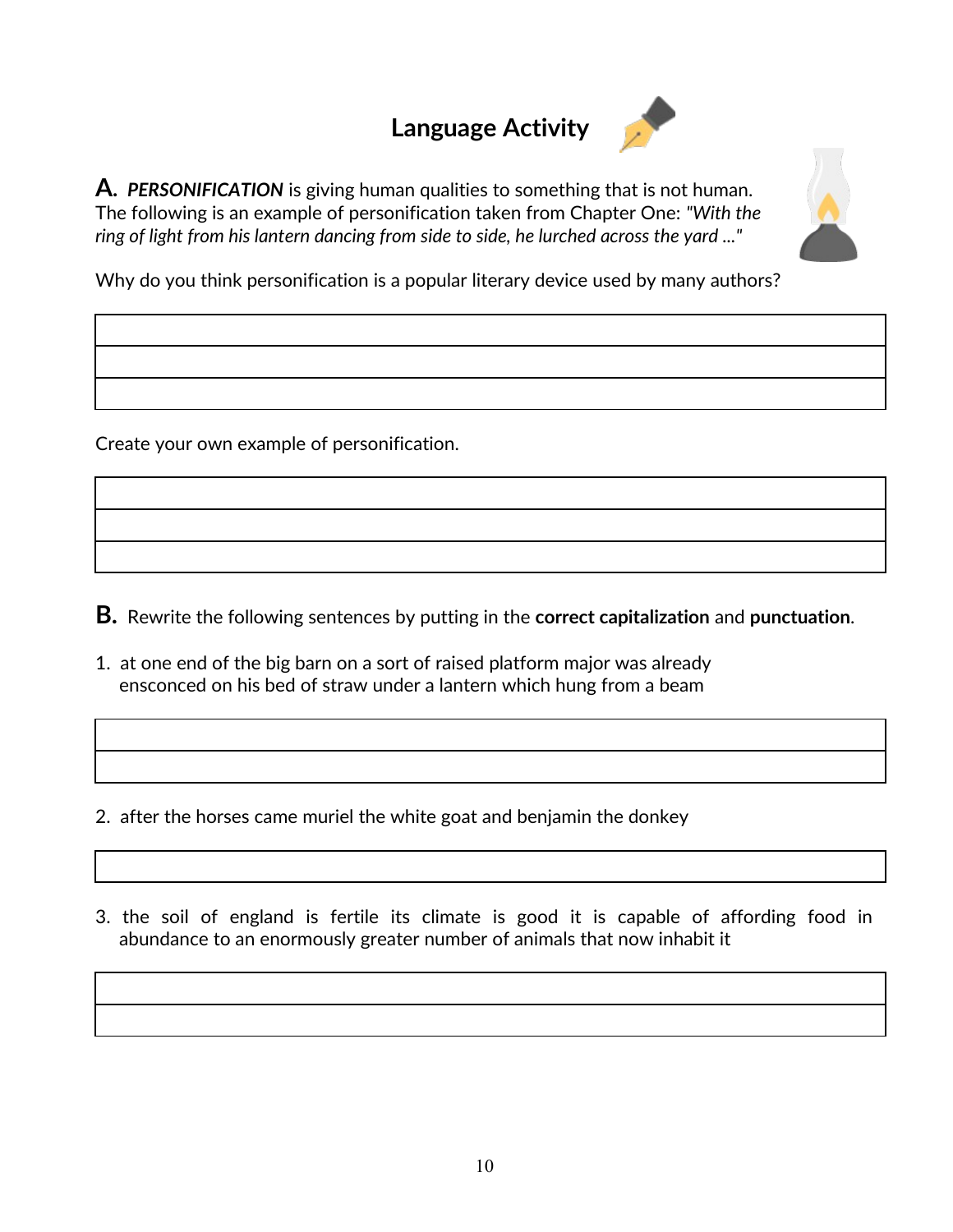# Language Activity

**A.** ***PERSONIFICATION*** is giving human qualities to something that is not human. The following is an example of personification taken from Chapter One: *"With the ring of light from his lantern dancing from side to side, he lurched across the yard ..."*

Why do you think personification is a popular literary device used by many authors?

Create your own example of personification.

**B.** Rewrite the following sentences by putting in the **correct capitalization** and **punctuation**.

1. at one end of the big barn on a sort of raised platform major was already ensconced on his bed of straw under a lantern which hung from a beam

2. after the horses came muriel the white goat and benjamin the donkey

3. the soil of england is fertile its climate is good it is capable of affording food in abundance to an enormously greater number of animals that now inhabit it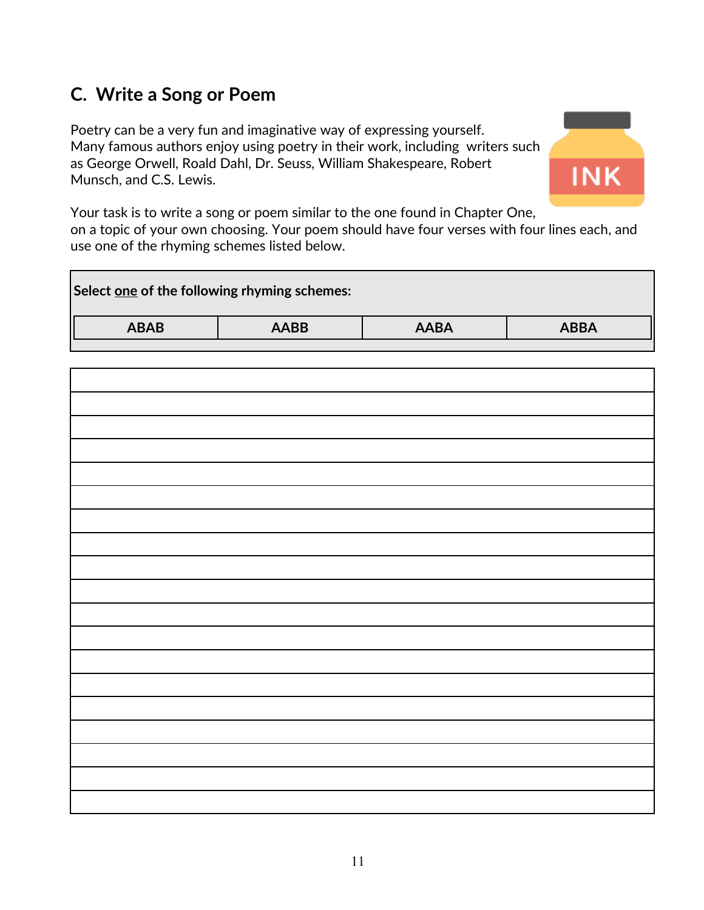## C. Write a Song or Poem

Poetry can be a very fun and imaginative way of expressing yourself. Many famous authors enjoy using poetry in their work, including writers such as George Orwell, Roald Dahl, Dr. Seuss, William Shakespeare, Robert Munsch, and C.S. Lewis.

Your task is to write a song or poem similar to the one found in Chapter One, on a topic of your own choosing. Your poem should have four verses with four lines each, and use one of the rhyming schemes listed below.

**Select one of the following rhyming schemes:**

| ABAB | AABB | AABA | ABBA |
|---|---|---|---|

| |
|---|
| |
| |
| |
| |
| |
| |
| |
| |
| |
| |
| |
| |
| |
| |
| |
| |
| |
| |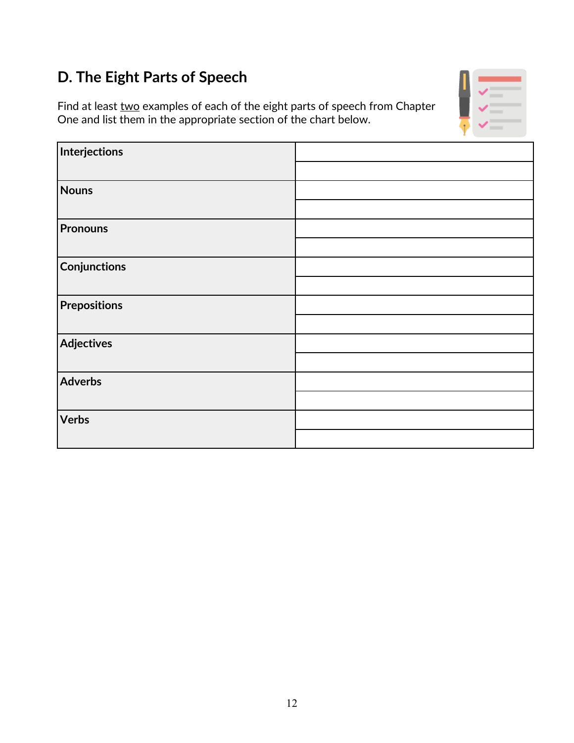## D. The Eight Parts of Speech

Find at least two examples of each of the eight parts of speech from Chapter One and list them in the appropriate section of the chart below.

| | |
|---|---|
| **Interjections** | |
| | |
| **Nouns** | |
| | |
| **Pronouns** | |
| | |
| **Conjunctions** | |
| | |
| **Prepositions** | |
| | |
| **Adjectives** | |
| | |
| **Adverbs** | |
| | |
| **Verbs** | |
| | |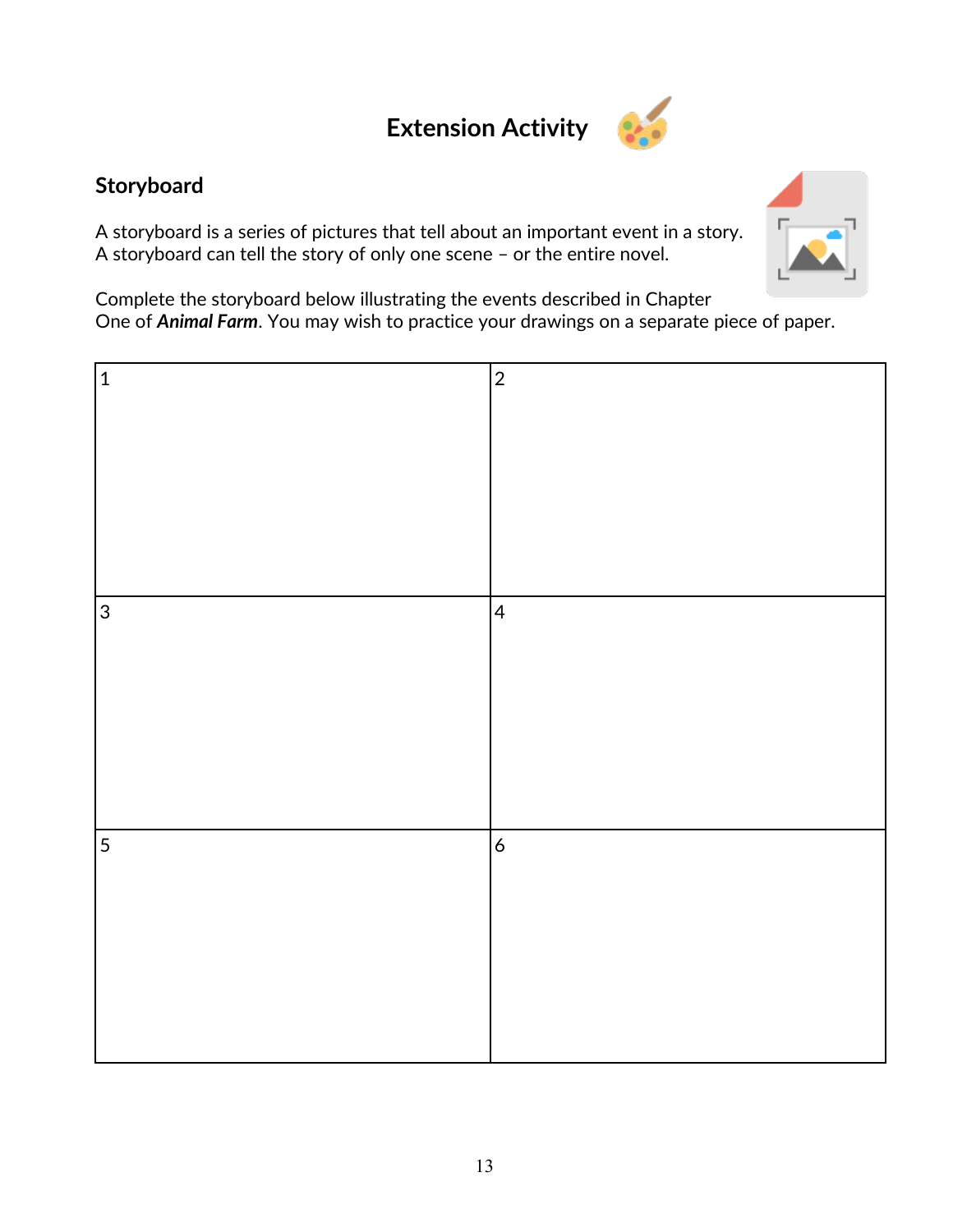# Extension Activity

## Storyboard

A storyboard is a series of pictures that tell about an important event in a story. A storyboard can tell the story of only one scene – or the entire novel.

Complete the storyboard below illustrating the events described in Chapter One of ***Animal Farm***. You may wish to practice your drawings on a separate piece of paper.

| | |
|---|---|
| 1 | 2 |
| 3 | 4 |
| 5 | 6 |